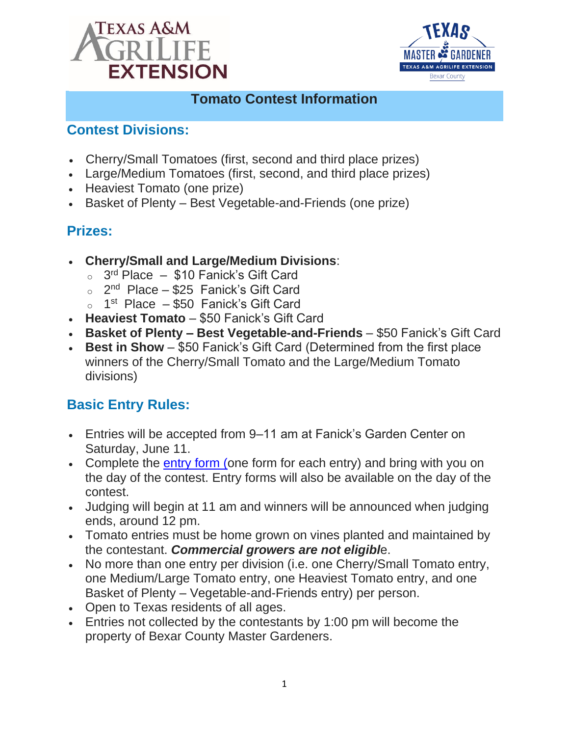# Tomato Contest Information

## Contest Divisions:

- Cherry/Small Tomatoes (first, second and third place prizes)
- Large/Medium Tomatoes (first, second, and third place prizes)
- Heaviest Tomato (one prize)
- Basket of Plenty – Best Vegetable-and-Friends (one prize)

## Prizes:

- **Cherry/Small and Large/Medium Divisions**:
  - 3rd Place – $10 Fanick's Gift Card
  - 2nd Place – $25 Fanick's Gift Card
  - 1st Place – $50 Fanick's Gift Card
- **Heaviest Tomato** – $50 Fanick's Gift Card
- **Basket of Plenty – Best Vegetable-and-Friends** – $50 Fanick's Gift Card
- **Best in Show** – $50 Fanick's Gift Card (Determined from the first place winners of the Cherry/Small Tomato and the Large/Medium Tomato divisions)

## Basic Entry Rules:

- Entries will be accepted from 9–11 am at Fanick's Garden Center on Saturday, June 11.
- Complete the entry form (one form for each entry) and bring with you on the day of the contest. Entry forms will also be available on the day of the contest.
- Judging will begin at 11 am and winners will be announced when judging ends, around 12 pm.
- Tomato entries must be home grown on vines planted and maintained by the contestant. ***Commercial growers are not eligible***.
- No more than one entry per division (i.e. one Cherry/Small Tomato entry, one Medium/Large Tomato entry, one Heaviest Tomato entry, and one Basket of Plenty – Vegetable-and-Friends entry) per person.
- Open to Texas residents of all ages.
- Entries not collected by the contestants by 1:00 pm will become the property of Bexar County Master Gardeners.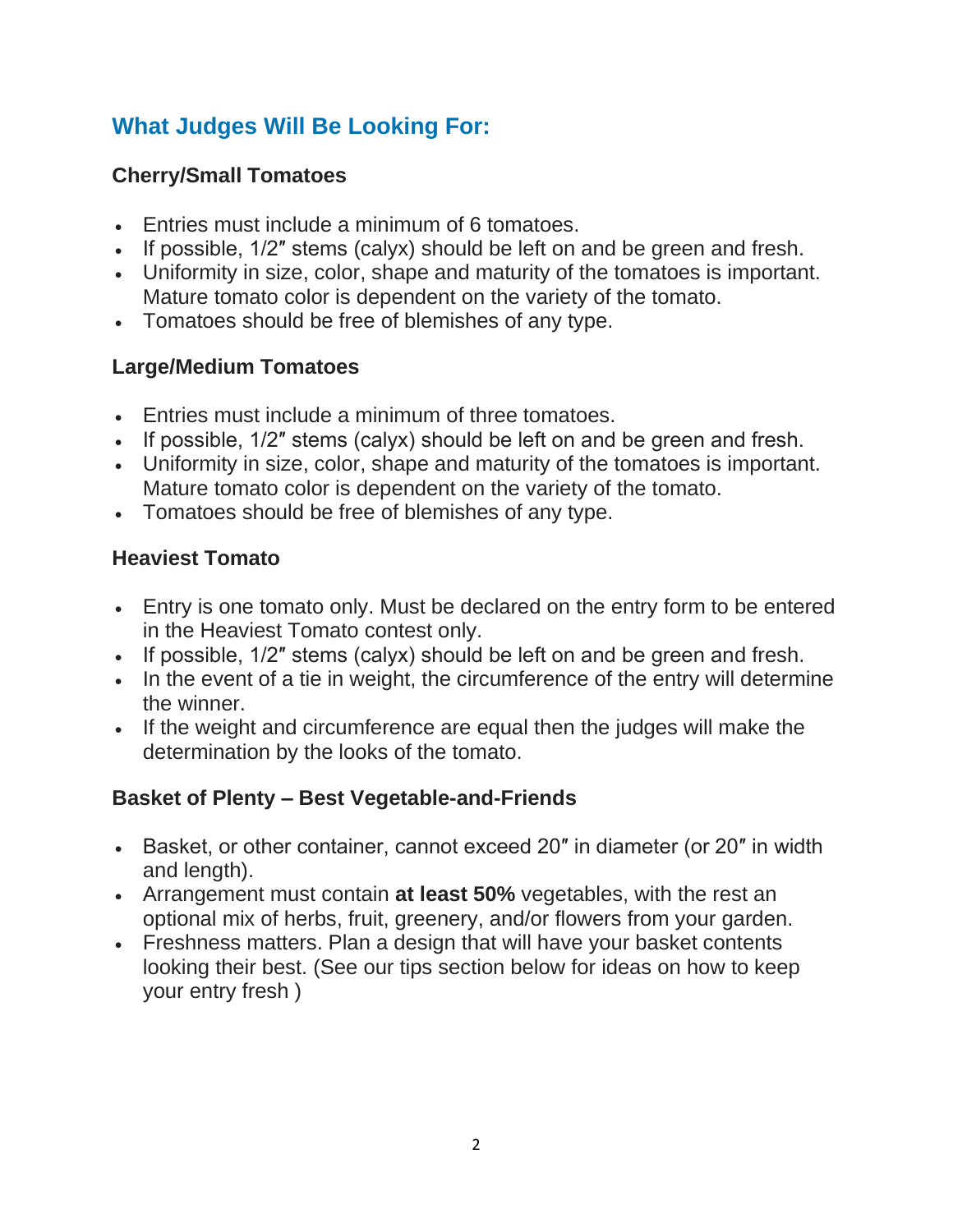## What Judges Will Be Looking For:

### Cherry/Small Tomatoes

- Entries must include a minimum of 6 tomatoes.
- If possible, 1/2″ stems (calyx) should be left on and be green and fresh.
- Uniformity in size, color, shape and maturity of the tomatoes is important. Mature tomato color is dependent on the variety of the tomato.
- Tomatoes should be free of blemishes of any type.

### Large/Medium Tomatoes

- Entries must include a minimum of three tomatoes.
- If possible, 1/2″ stems (calyx) should be left on and be green and fresh.
- Uniformity in size, color, shape and maturity of the tomatoes is important. Mature tomato color is dependent on the variety of the tomato.
- Tomatoes should be free of blemishes of any type.

### Heaviest Tomato

- Entry is one tomato only. Must be declared on the entry form to be entered in the Heaviest Tomato contest only.
- If possible, 1/2″ stems (calyx) should be left on and be green and fresh.
- In the event of a tie in weight, the circumference of the entry will determine the winner.
- If the weight and circumference are equal then the judges will make the determination by the looks of the tomato.

### Basket of Plenty – Best Vegetable-and-Friends

- Basket, or other container, cannot exceed 20″ in diameter (or 20″ in width and length).
- Arrangement must contain **at least 50%** vegetables, with the rest an optional mix of herbs, fruit, greenery, and/or flowers from your garden.
- Freshness matters. Plan a design that will have your basket contents looking their best. (See our tips section below for ideas on how to keep your entry fresh )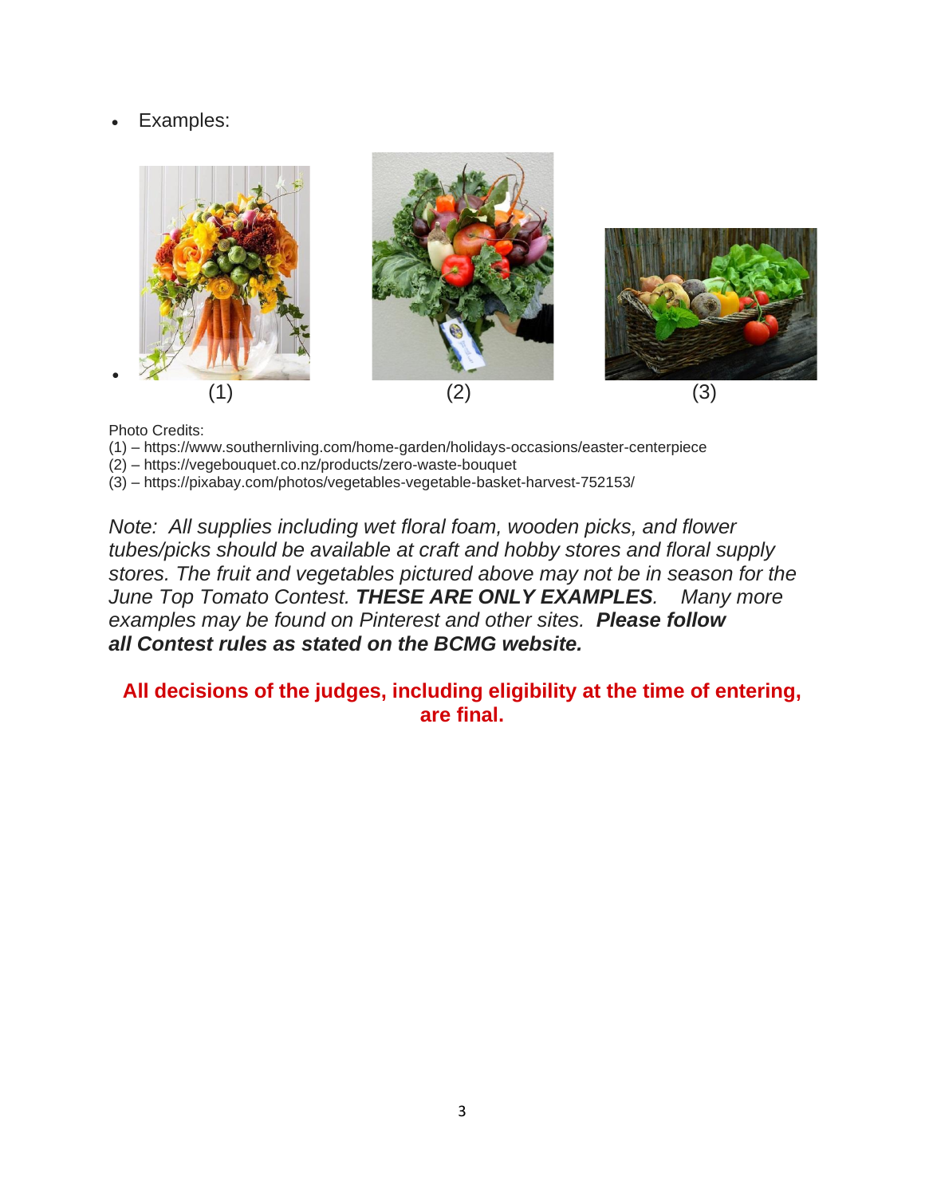- Examples:

(1) (2) (3)

Photo Credits:
(1) – https://www.southernliving.com/home-garden/holidays-occasions/easter-centerpiece
(2) – https://vegebouquet.co.nz/products/zero-waste-bouquet
(3) – https://pixabay.com/photos/vegetables-vegetable-basket-harvest-752153/

*Note: All supplies including wet floral foam, wooden picks, and flower tubes/picks should be available at craft and hobby stores and floral supply stores. The fruit and vegetables pictured above may not be in season for the June Top Tomato Contest.* ***THESE ARE ONLY EXAMPLES****. Many more examples may be found on Pinterest and other sites.* ***Please follow all Contest rules as stated on the BCMG website.***

**All decisions of the judges, including eligibility at the time of entering, are final.**